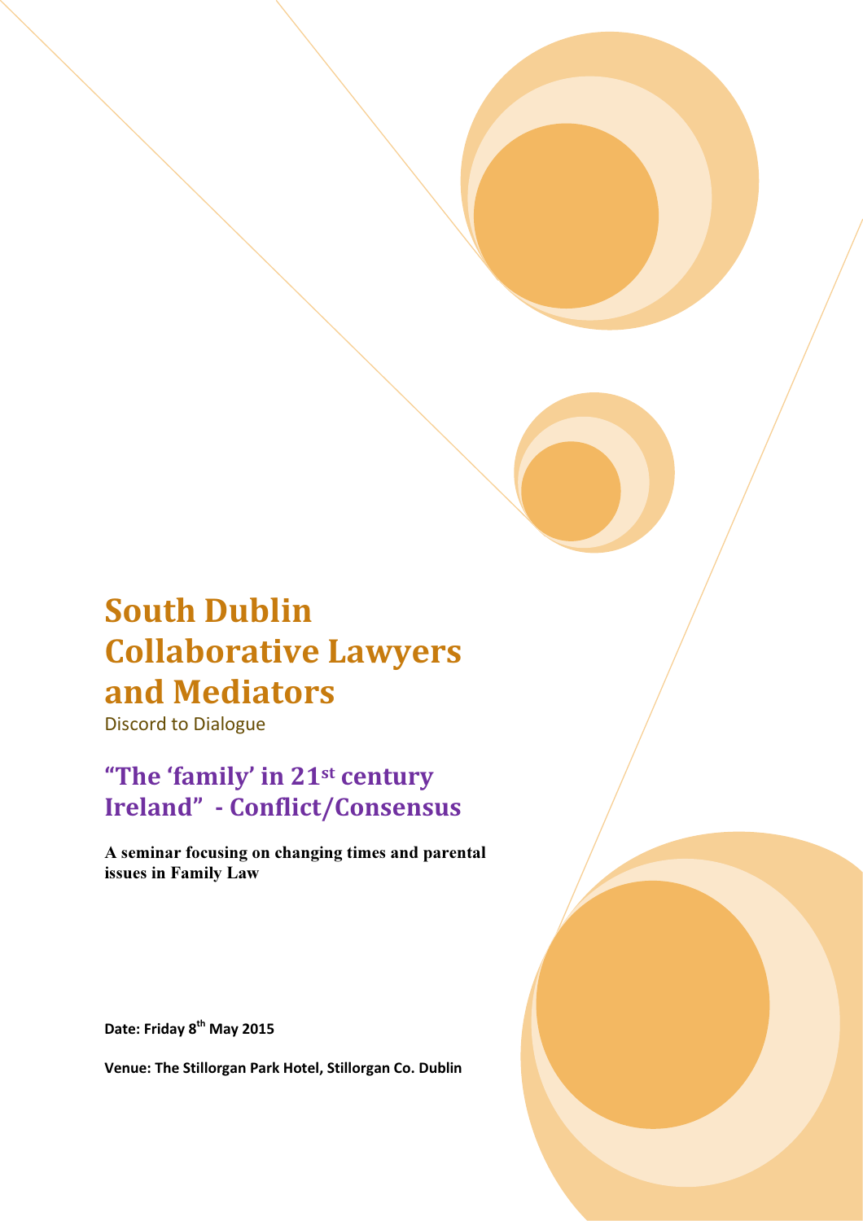# South Dublin Collaborative Lawyers and Mediators

Discord to Dialogue

## "The 'family' in 21st century Ireland" - Conflict/Consensus

**A seminar focusing on changing times and parental issues in Family Law**

**Date: Friday 8th May 2015**

**Venue: The Stillorgan Park Hotel, Stillorgan Co. Dublin**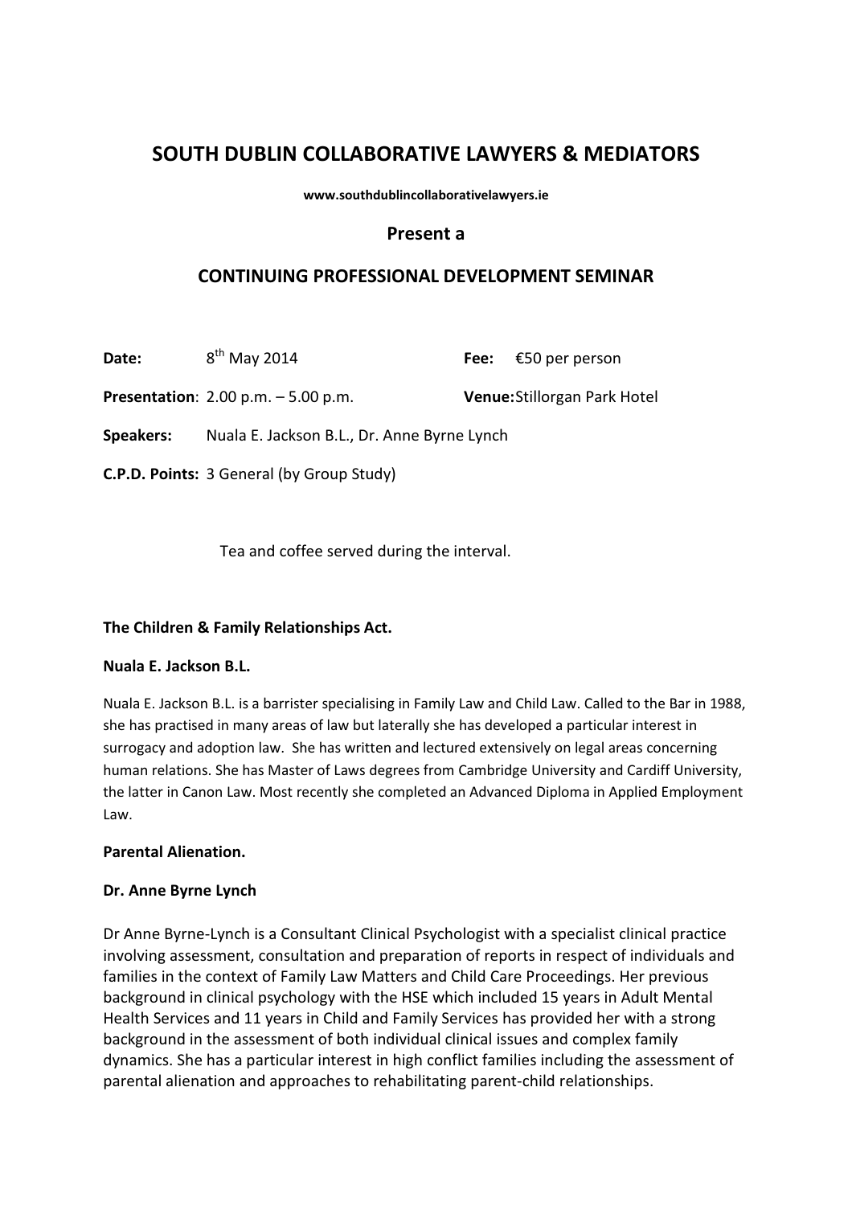# SOUTH DUBLIN COLLABORATIVE LAWYERS & MEDIATORS

**www.southdublincollaborativelawyers.ie**

### Present a

### CONTINUING PROFESSIONAL DEVELOPMENT SEMINAR

**Date:** 8th May 2014 **Fee:** €50 per person

**Presentation**: 2.00 p.m. – 5.00 p.m. **Venue:** Stillorgan Park Hotel

**Speakers:** Nuala E. Jackson B.L., Dr. Anne Byrne Lynch

**C.P.D. Points:** 3 General (by Group Study)

Tea and coffee served during the interval.

**The Children & Family Relationships Act.**

**Nuala E. Jackson B.L.**

Nuala E. Jackson B.L. is a barrister specialising in Family Law and Child Law. Called to the Bar in 1988, she has practised in many areas of law but laterally she has developed a particular interest in surrogacy and adoption law. She has written and lectured extensively on legal areas concerning human relations. She has Master of Laws degrees from Cambridge University and Cardiff University, the latter in Canon Law. Most recently she completed an Advanced Diploma in Applied Employment Law.

**Parental Alienation.**

**Dr. Anne Byrne Lynch**

Dr Anne Byrne-Lynch is a Consultant Clinical Psychologist with a specialist clinical practice involving assessment, consultation and preparation of reports in respect of individuals and families in the context of Family Law Matters and Child Care Proceedings. Her previous background in clinical psychology with the HSE which included 15 years in Adult Mental Health Services and 11 years in Child and Family Services has provided her with a strong background in the assessment of both individual clinical issues and complex family dynamics. She has a particular interest in high conflict families including the assessment of parental alienation and approaches to rehabilitating parent-child relationships.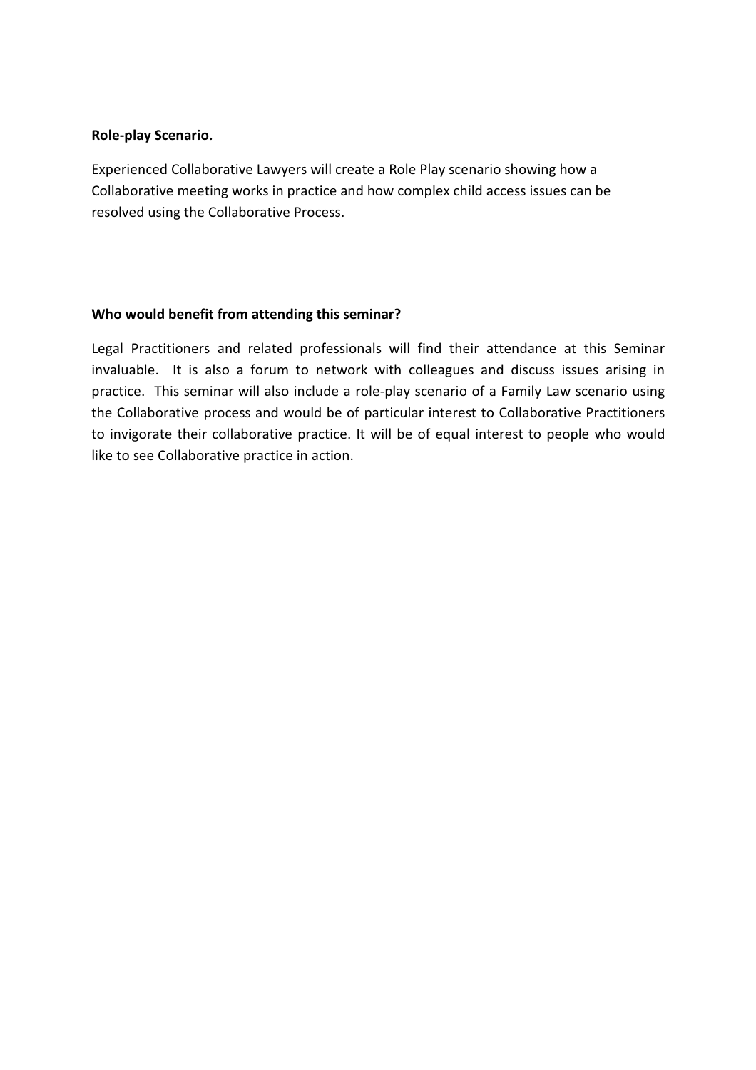**Role-play Scenario.**

Experienced Collaborative Lawyers will create a Role Play scenario showing how a Collaborative meeting works in practice and how complex child access issues can be resolved using the Collaborative Process.

**Who would benefit from attending this seminar?**

Legal Practitioners and related professionals will find their attendance at this Seminar invaluable. It is also a forum to network with colleagues and discuss issues arising in practice. This seminar will also include a role-play scenario of a Family Law scenario using the Collaborative process and would be of particular interest to Collaborative Practitioners to invigorate their collaborative practice. It will be of equal interest to people who would like to see Collaborative practice in action.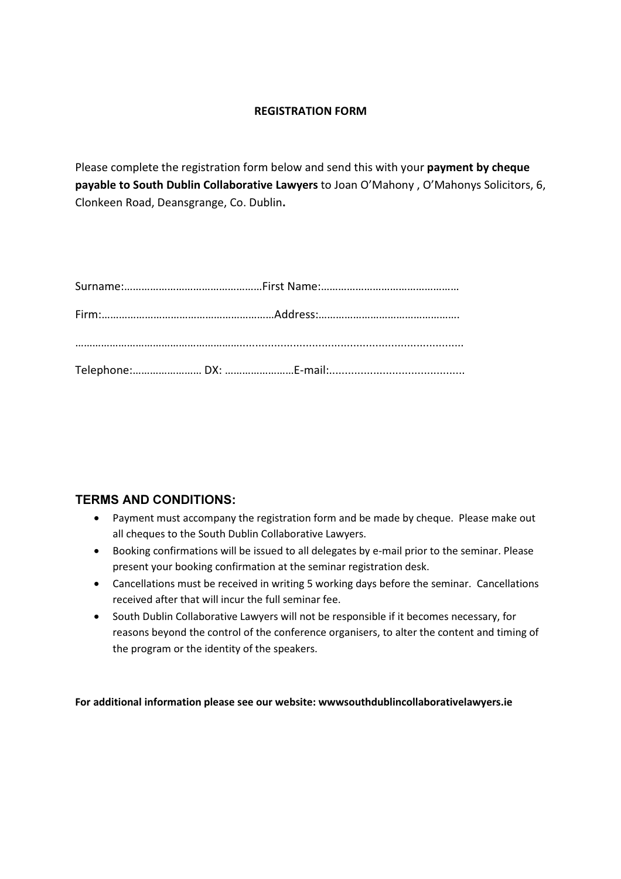**REGISTRATION FORM**

Please complete the registration form below and send this with your **payment by cheque payable to South Dublin Collaborative Lawyers** to Joan O'Mahony , O'Mahonys Solicitors, 6, Clonkeen Road, Deansgrange, Co. Dublin**.**

Surname:…………………………………………First Name:…………………………………………

Firm:……………………………………………………Address:………………………………………….

……………………………………………….....................................................................

Telephone:…………………… DX: ……………………E-mail:...........................................

## TERMS AND CONDITIONS:

- Payment must accompany the registration form and be made by cheque. Please make out all cheques to the South Dublin Collaborative Lawyers.
- Booking confirmations will be issued to all delegates by e-mail prior to the seminar. Please present your booking confirmation at the seminar registration desk.
- Cancellations must be received in writing 5 working days before the seminar. Cancellations received after that will incur the full seminar fee.
- South Dublin Collaborative Lawyers will not be responsible if it becomes necessary, for reasons beyond the control of the conference organisers, to alter the content and timing of the program or the identity of the speakers.

**For additional information please see our website: wwwsouthdublincollaborativelawyers.ie**